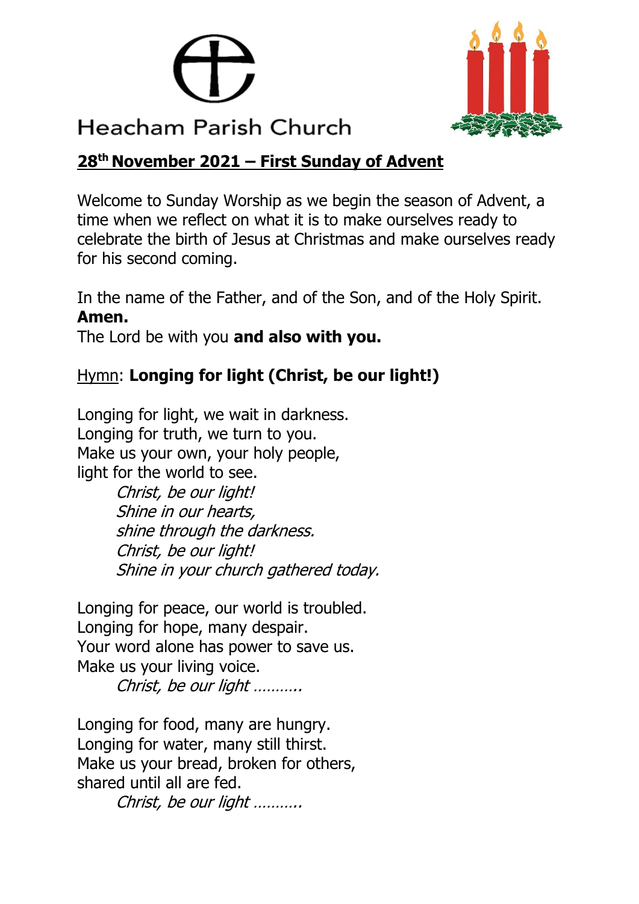# Heacham Parish Church

**28th November 2021 – First Sunday of Advent**

Welcome to Sunday Worship as we begin the season of Advent, a time when we reflect on what it is to make ourselves ready to celebrate the birth of Jesus at Christmas and make ourselves ready for his second coming.

In the name of the Father, and of the Son, and of the Holy Spirit.
**Amen.**
The Lord be with you **and also with you.**

Hymn: **Longing for light (Christ, be our light!)**

Longing for light, we wait in darkness.
Longing for truth, we turn to you.
Make us your own, your holy people,
light for the world to see.

> *Christ, be our light!*
> *Shine in our hearts,*
> *shine through the darkness.*
> *Christ, be our light!*
> *Shine in your church gathered today.*

Longing for peace, our world is troubled.
Longing for hope, many despair.
Your word alone has power to save us.
Make us your living voice.

> *Christ, be our light ……….*

Longing for food, many are hungry.
Longing for water, many still thirst.
Make us your bread, broken for others,
shared until all are fed.

> *Christ, be our light ……….*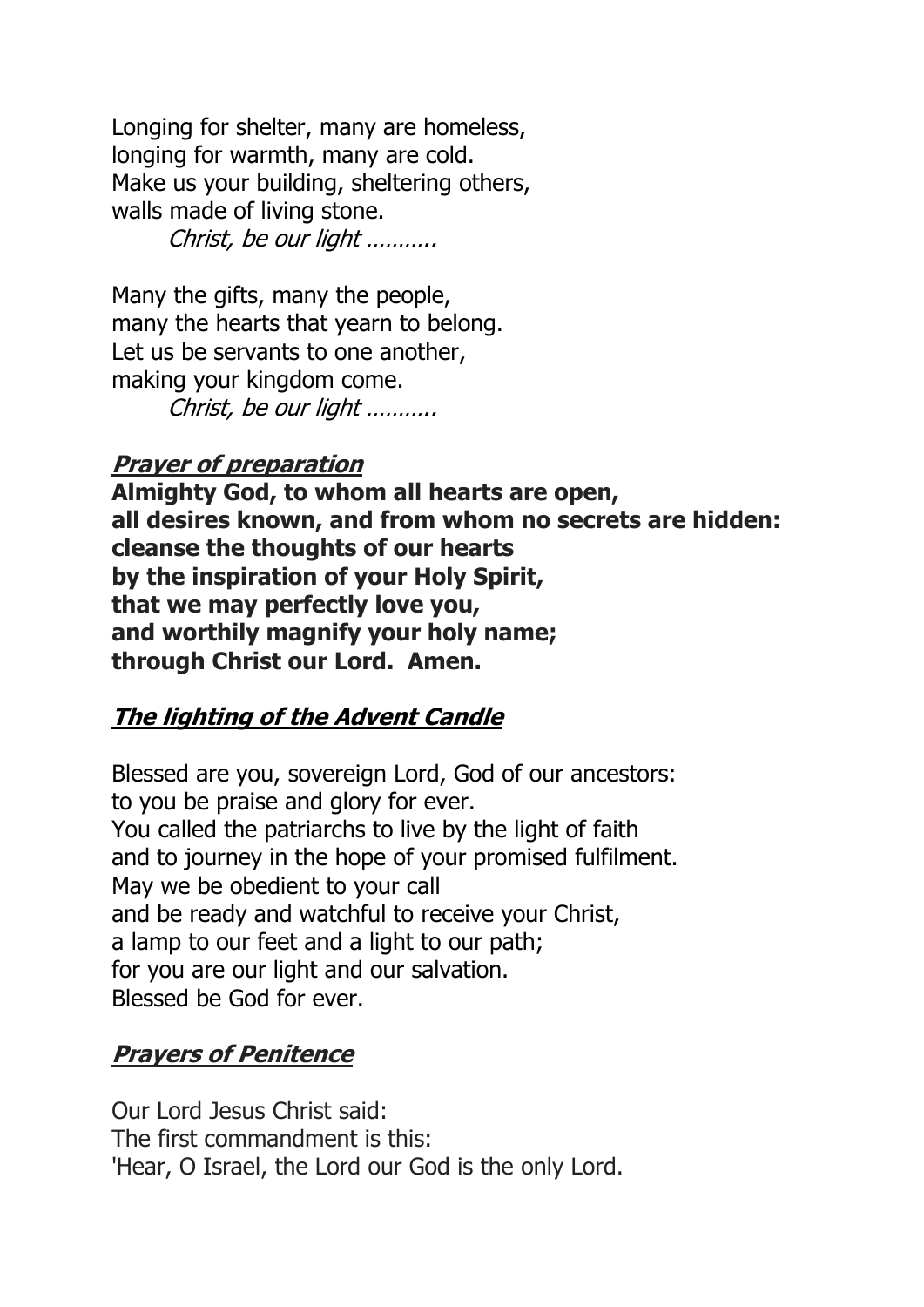Longing for shelter, many are homeless,
longing for warmth, many are cold.
Make us your building, sheltering others,
walls made of living stone.
*Christ, be our light ……….*

Many the gifts, many the people,
many the hearts that yearn to belong.
Let us be servants to one another,
making your kingdom come.
*Christ, be our light ……….*

***Prayer of preparation***

**Almighty God, to whom all hearts are open,**
**all desires known, and from whom no secrets are hidden:**
**cleanse the thoughts of our hearts**
**by the inspiration of your Holy Spirit,**
**that we may perfectly love you,**
**and worthily magnify your holy name;**
**through Christ our Lord. Amen.**

***The lighting of the Advent Candle***

Blessed are you, sovereign Lord, God of our ancestors:
to you be praise and glory for ever.
You called the patriarchs to live by the light of faith
and to journey in the hope of your promised fulfilment.
May we be obedient to your call
and be ready and watchful to receive your Christ,
a lamp to our feet and a light to our path;
for you are our light and our salvation.
Blessed be God for ever.

***Prayers of Penitence***

Our Lord Jesus Christ said:
The first commandment is this:
'Hear, O Israel, the Lord our God is the only Lord.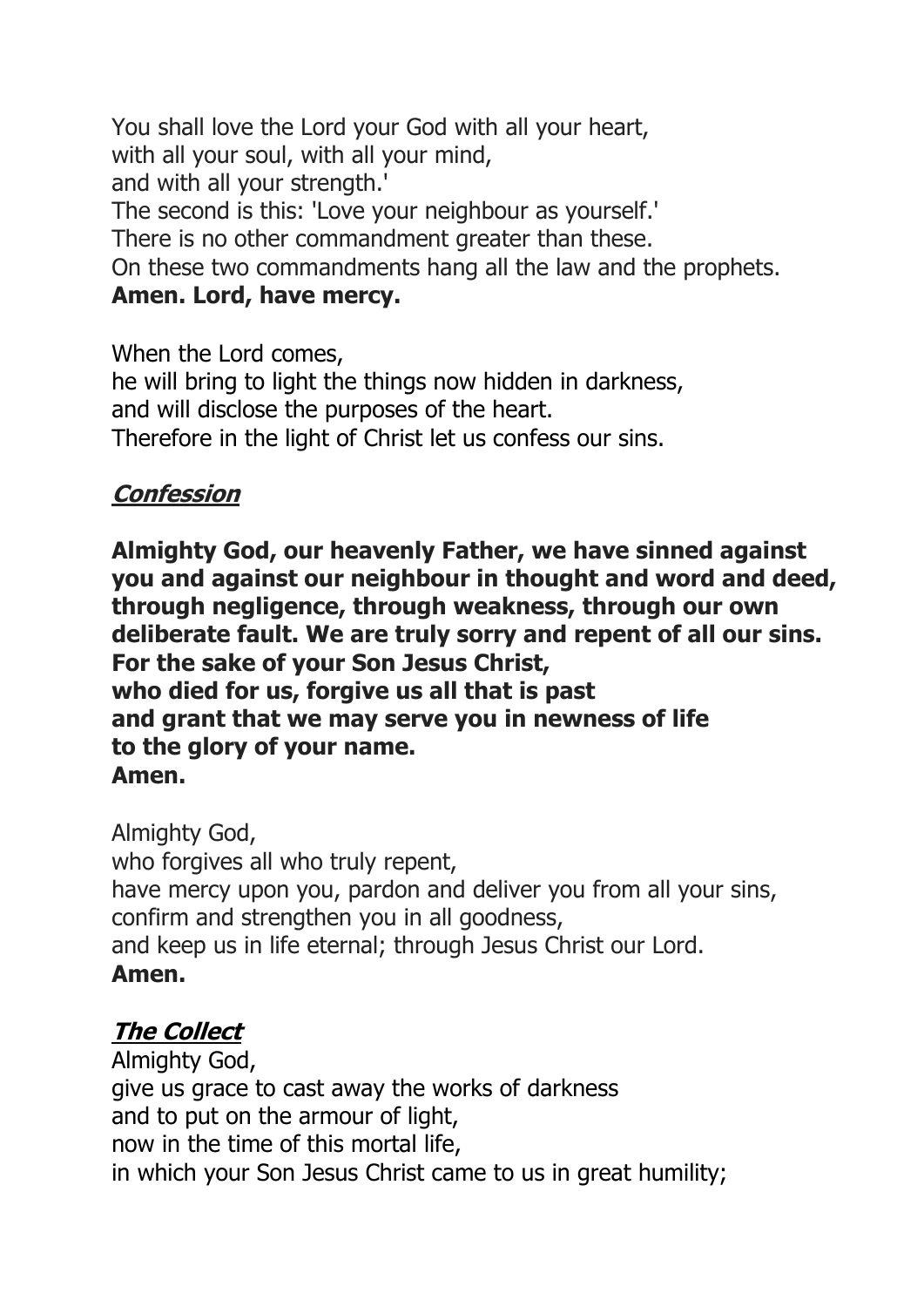You shall love the Lord your God with all your heart,
with all your soul, with all your mind,
and with all your strength.'
The second is this: 'Love your neighbour as yourself.'
There is no other commandment greater than these.
On these two commandments hang all the law and the prophets.
**Amen. Lord, have mercy.**

When the Lord comes,
he will bring to light the things now hidden in darkness,
and will disclose the purposes of the heart.
Therefore in the light of Christ let us confess our sins.

## ***Confession***

**Almighty God, our heavenly Father, we have sinned against you and against our neighbour in thought and word and deed, through negligence, through weakness, through our own deliberate fault. We are truly sorry and repent of all our sins.
For the sake of your Son Jesus Christ,
who died for us, forgive us all that is past
and grant that we may serve you in newness of life
to the glory of your name.
Amen.**

Almighty God,
who forgives all who truly repent,
have mercy upon you, pardon and deliver you from all your sins,
confirm and strengthen you in all goodness,
and keep us in life eternal; through Jesus Christ our Lord.
**Amen.**

## ***The Collect***

Almighty God,
give us grace to cast away the works of darkness
and to put on the armour of light,
now in the time of this mortal life,
in which your Son Jesus Christ came to us in great humility;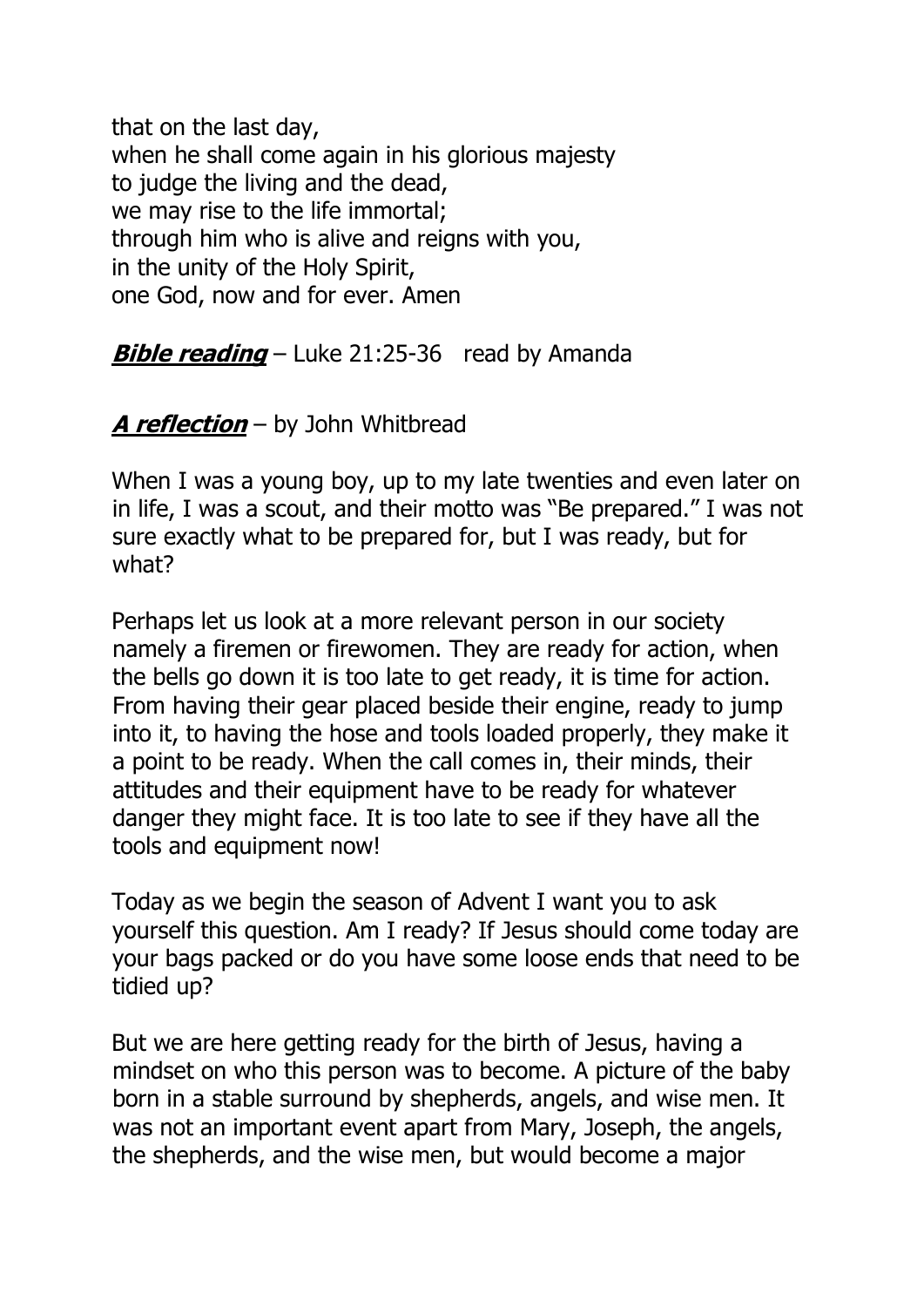that on the last day,
when he shall come again in his glorious majesty
to judge the living and the dead,
we may rise to the life immortal;
through him who is alive and reigns with you,
in the unity of the Holy Spirit,
one God, now and for ever. Amen

***Bible reading*** – Luke 21:25-36   read by Amanda

***A reflection*** – by John Whitbread

When I was a young boy, up to my late twenties and even later on in life, I was a scout, and their motto was "Be prepared." I was not sure exactly what to be prepared for, but I was ready, but for what?

Perhaps let us look at a more relevant person in our society namely a firemen or firewomen. They are ready for action, when the bells go down it is too late to get ready, it is time for action. From having their gear placed beside their engine, ready to jump into it, to having the hose and tools loaded properly, they make it a point to be ready. When the call comes in, their minds, their attitudes and their equipment have to be ready for whatever danger they might face. It is too late to see if they have all the tools and equipment now!

Today as we begin the season of Advent I want you to ask yourself this question. Am I ready? If Jesus should come today are your bags packed or do you have some loose ends that need to be tidied up?

But we are here getting ready for the birth of Jesus, having a mindset on who this person was to become. A picture of the baby born in a stable surround by shepherds, angels, and wise men. It was not an important event apart from Mary, Joseph, the angels, the shepherds, and the wise men, but would become a major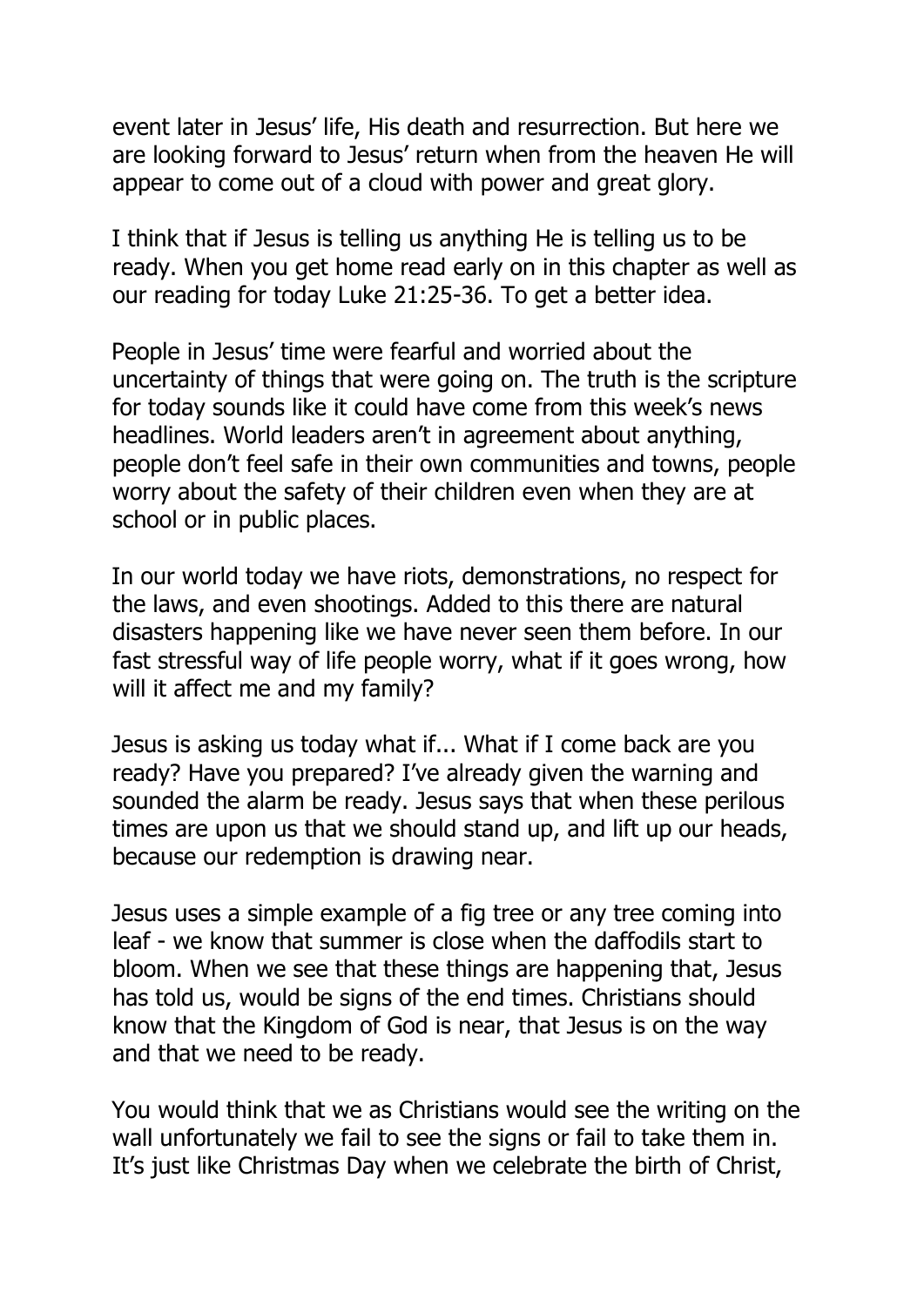event later in Jesus' life, His death and resurrection. But here we are looking forward to Jesus' return when from the heaven He will appear to come out of a cloud with power and great glory.

I think that if Jesus is telling us anything He is telling us to be ready. When you get home read early on in this chapter as well as our reading for today Luke 21:25-36. To get a better idea.

People in Jesus' time were fearful and worried about the uncertainty of things that were going on. The truth is the scripture for today sounds like it could have come from this week's news headlines. World leaders aren't in agreement about anything, people don't feel safe in their own communities and towns, people worry about the safety of their children even when they are at school or in public places.

In our world today we have riots, demonstrations, no respect for the laws, and even shootings. Added to this there are natural disasters happening like we have never seen them before. In our fast stressful way of life people worry, what if it goes wrong, how will it affect me and my family?

Jesus is asking us today what if... What if I come back are you ready? Have you prepared? I've already given the warning and sounded the alarm be ready. Jesus says that when these perilous times are upon us that we should stand up, and lift up our heads, because our redemption is drawing near.

Jesus uses a simple example of a fig tree or any tree coming into leaf - we know that summer is close when the daffodils start to bloom. When we see that these things are happening that, Jesus has told us, would be signs of the end times. Christians should know that the Kingdom of God is near, that Jesus is on the way and that we need to be ready.

You would think that we as Christians would see the writing on the wall unfortunately we fail to see the signs or fail to take them in. It's just like Christmas Day when we celebrate the birth of Christ,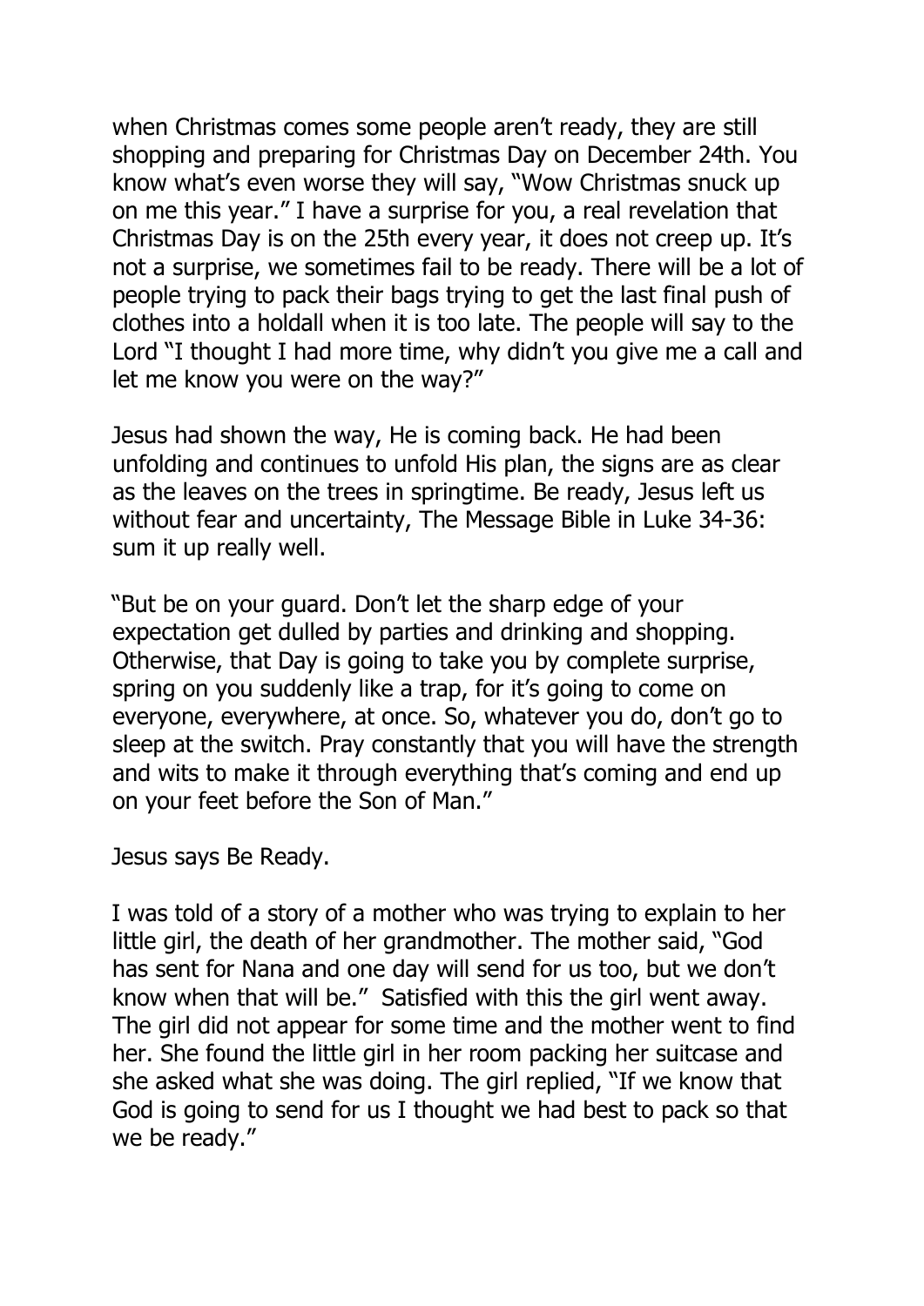when Christmas comes some people aren't ready, they are still shopping and preparing for Christmas Day on December 24th. You know what's even worse they will say, "Wow Christmas snuck up on me this year." I have a surprise for you, a real revelation that Christmas Day is on the 25th every year, it does not creep up. It's not a surprise, we sometimes fail to be ready. There will be a lot of people trying to pack their bags trying to get the last final push of clothes into a holdall when it is too late. The people will say to the Lord "I thought I had more time, why didn't you give me a call and let me know you were on the way?"

Jesus had shown the way, He is coming back. He had been unfolding and continues to unfold His plan, the signs are as clear as the leaves on the trees in springtime. Be ready, Jesus left us without fear and uncertainty, The Message Bible in Luke 34-36: sum it up really well.

"But be on your guard. Don't let the sharp edge of your expectation get dulled by parties and drinking and shopping. Otherwise, that Day is going to take you by complete surprise, spring on you suddenly like a trap, for it's going to come on everyone, everywhere, at once. So, whatever you do, don't go to sleep at the switch. Pray constantly that you will have the strength and wits to make it through everything that's coming and end up on your feet before the Son of Man."

Jesus says Be Ready.

I was told of a story of a mother who was trying to explain to her little girl, the death of her grandmother. The mother said, "God has sent for Nana and one day will send for us too, but we don't know when that will be." Satisfied with this the girl went away. The girl did not appear for some time and the mother went to find her. She found the little girl in her room packing her suitcase and she asked what she was doing. The girl replied, "If we know that God is going to send for us I thought we had best to pack so that we be ready."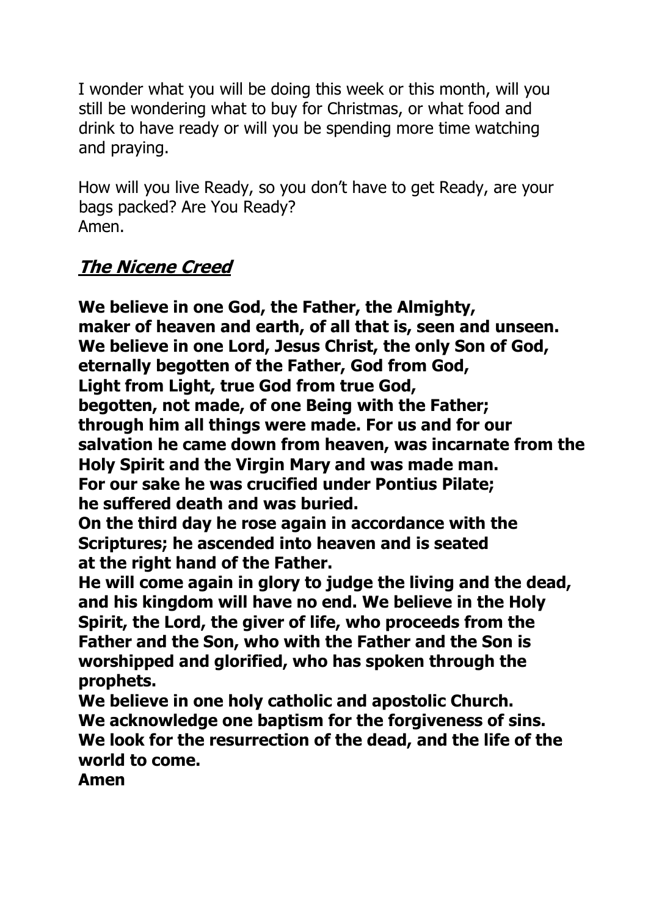I wonder what you will be doing this week or this month, will you still be wondering what to buy for Christmas, or what food and drink to have ready or will you be spending more time watching and praying.

How will you live Ready, so you don't have to get Ready, are your bags packed? Are You Ready?
Amen.

## ***The Nicene Creed***

**We believe in one God, the Father, the Almighty,
maker of heaven and earth, of all that is, seen and unseen.
We believe in one Lord, Jesus Christ, the only Son of God, eternally begotten of the Father, God from God,
Light from Light, true God from true God,
begotten, not made, of one Being with the Father;
through him all things were made. For us and for our salvation he came down from heaven, was incarnate from the Holy Spirit and the Virgin Mary and was made man.
For our sake he was crucified under Pontius Pilate;
he suffered death and was buried.
On the third day he rose again in accordance with the Scriptures; he ascended into heaven and is seated
at the right hand of the Father.
He will come again in glory to judge the living and the dead, and his kingdom will have no end. We believe in the Holy Spirit, the Lord, the giver of life, who proceeds from the Father and the Son, who with the Father and the Son is worshipped and glorified, who has spoken through the prophets.
We believe in one holy catholic and apostolic Church.
We acknowledge one baptism for the forgiveness of sins.
We look for the resurrection of the dead, and the life of the world to come.
Amen**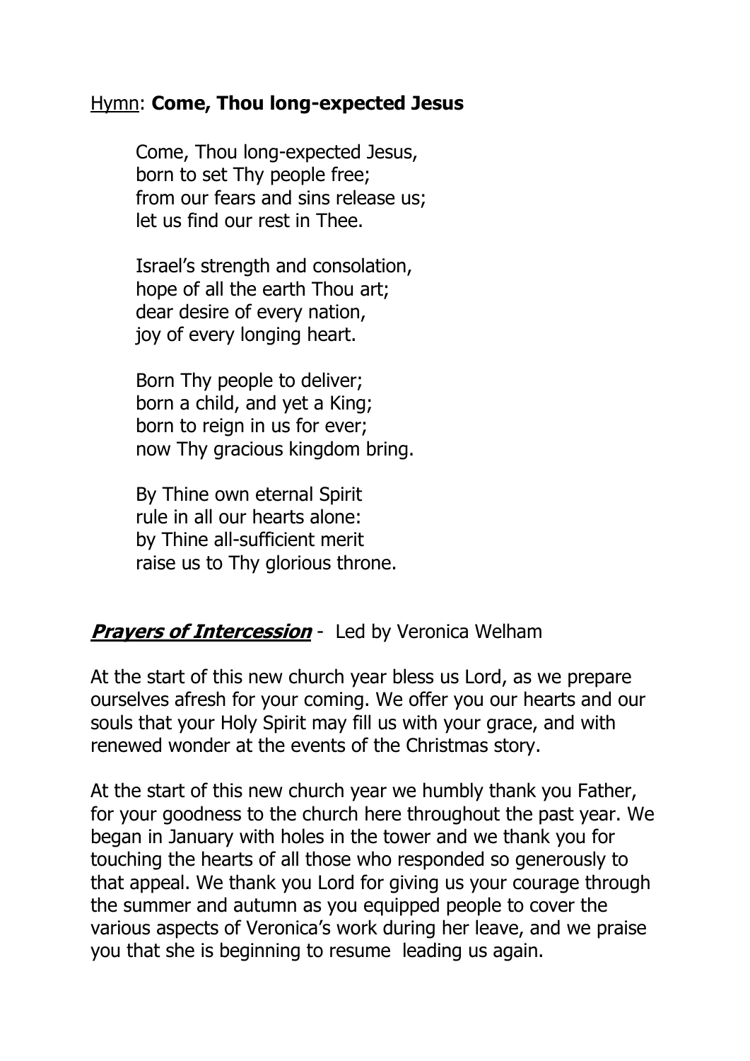<u>Hymn</u>: **Come, Thou long-expected Jesus**

Come, Thou long-expected Jesus,
born to set Thy people free;
from our fears and sins release us;
let us find our rest in Thee.

Israel's strength and consolation,
hope of all the earth Thou art;
dear desire of every nation,
joy of every longing heart.

Born Thy people to deliver;
born a child, and yet a King;
born to reign in us for ever;
now Thy gracious kingdom bring.

By Thine own eternal Spirit
rule in all our hearts alone:
by Thine all-sufficient merit
raise us to Thy glorious throne.

***<u>Prayers of Intercession</u>*** - Led by Veronica Welham

At the start of this new church year bless us Lord, as we prepare ourselves afresh for your coming. We offer you our hearts and our souls that your Holy Spirit may fill us with your grace, and with renewed wonder at the events of the Christmas story.

At the start of this new church year we humbly thank you Father, for your goodness to the church here throughout the past year. We began in January with holes in the tower and we thank you for touching the hearts of all those who responded so generously to that appeal. We thank you Lord for giving us your courage through the summer and autumn as you equipped people to cover the various aspects of Veronica's work during her leave, and we praise you that she is beginning to resume leading us again.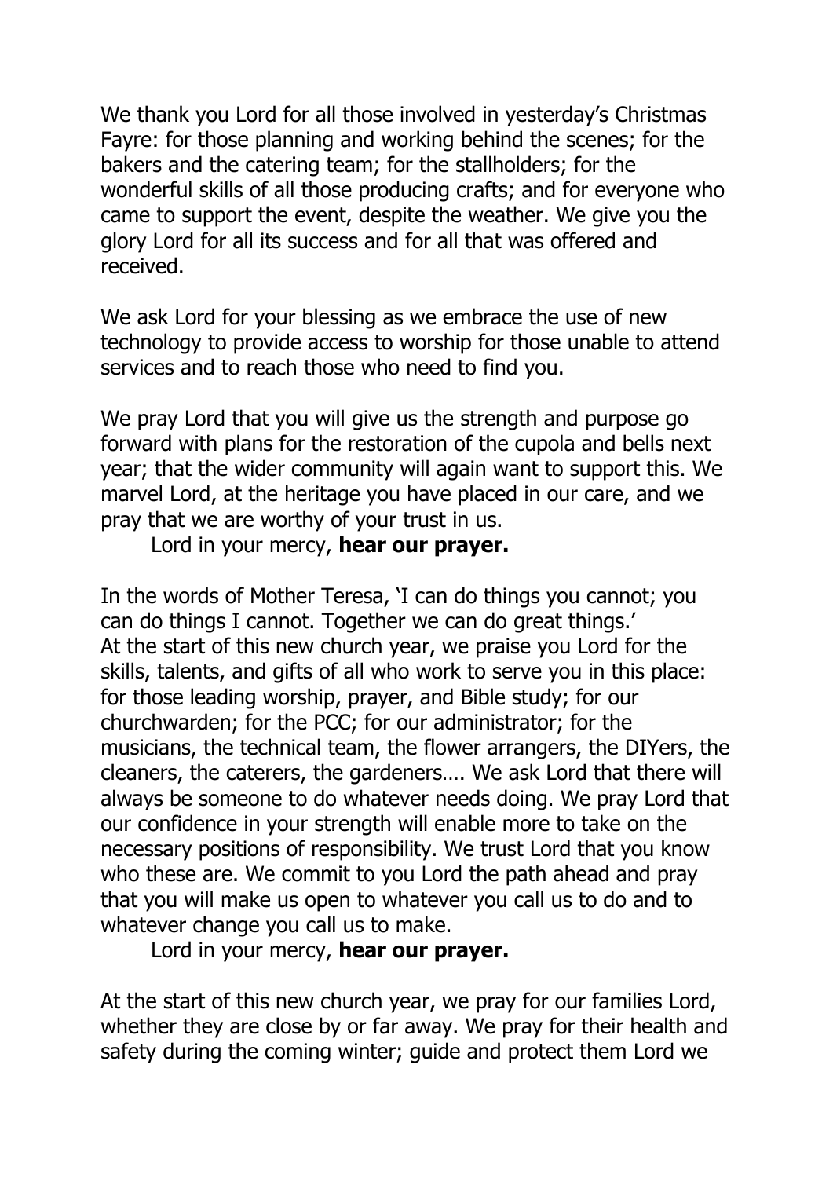We thank you Lord for all those involved in yesterday's Christmas Fayre: for those planning and working behind the scenes; for the bakers and the catering team; for the stallholders; for the wonderful skills of all those producing crafts; and for everyone who came to support the event, despite the weather. We give you the glory Lord for all its success and for all that was offered and received.

We ask Lord for your blessing as we embrace the use of new technology to provide access to worship for those unable to attend services and to reach those who need to find you.

We pray Lord that you will give us the strength and purpose go forward with plans for the restoration of the cupola and bells next year; that the wider community will again want to support this. We marvel Lord, at the heritage you have placed in our care, and we pray that we are worthy of your trust in us.

Lord in your mercy, **hear our prayer.**

In the words of Mother Teresa, 'I can do things you cannot; you can do things I cannot. Together we can do great things.'
At the start of this new church year, we praise you Lord for the skills, talents, and gifts of all who work to serve you in this place: for those leading worship, prayer, and Bible study; for our churchwarden; for the PCC; for our administrator; for the musicians, the technical team, the flower arrangers, the DIYers, the cleaners, the caterers, the gardeners…. We ask Lord that there will always be someone to do whatever needs doing. We pray Lord that our confidence in your strength will enable more to take on the necessary positions of responsibility. We trust Lord that you know who these are. We commit to you Lord the path ahead and pray that you will make us open to whatever you call us to do and to whatever change you call us to make.

Lord in your mercy, **hear our prayer.**

At the start of this new church year, we pray for our families Lord, whether they are close by or far away. We pray for their health and safety during the coming winter; guide and protect them Lord we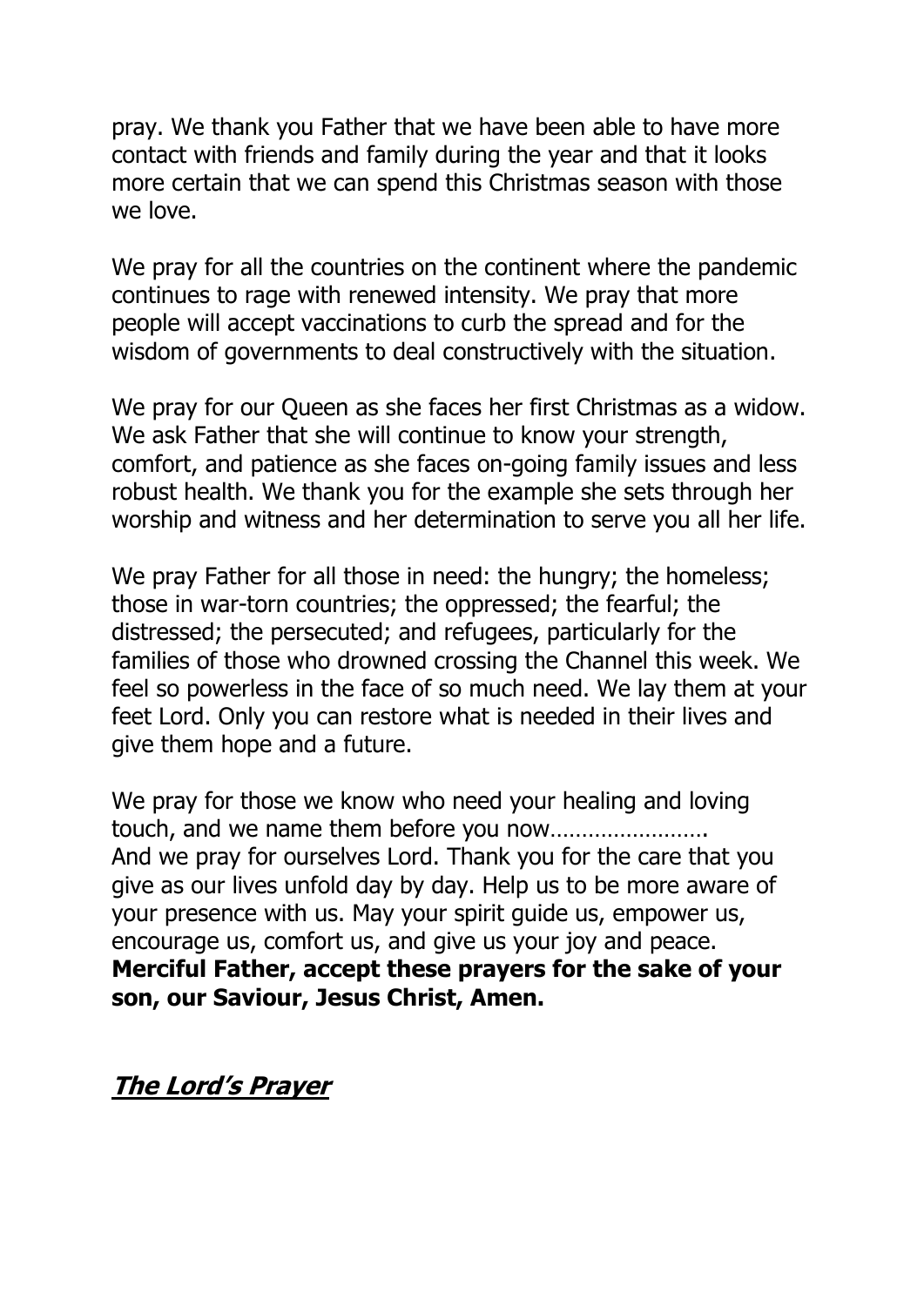pray. We thank you Father that we have been able to have more contact with friends and family during the year and that it looks more certain that we can spend this Christmas season with those we love.

We pray for all the countries on the continent where the pandemic continues to rage with renewed intensity. We pray that more people will accept vaccinations to curb the spread and for the wisdom of governments to deal constructively with the situation.

We pray for our Queen as she faces her first Christmas as a widow. We ask Father that she will continue to know your strength, comfort, and patience as she faces on-going family issues and less robust health. We thank you for the example she sets through her worship and witness and her determination to serve you all her life.

We pray Father for all those in need: the hungry; the homeless; those in war-torn countries; the oppressed; the fearful; the distressed; the persecuted; and refugees, particularly for the families of those who drowned crossing the Channel this week. We feel so powerless in the face of so much need. We lay them at your feet Lord. Only you can restore what is needed in their lives and give them hope and a future.

We pray for those we know who need your healing and loving touch, and we name them before you now…………………….
And we pray for ourselves Lord. Thank you for the care that you give as our lives unfold day by day. Help us to be more aware of your presence with us. May your spirit guide us, empower us, encourage us, comfort us, and give us your joy and peace.
**Merciful Father, accept these prayers for the sake of your son, our Saviour, Jesus Christ, Amen.**

## ***The Lord's Prayer***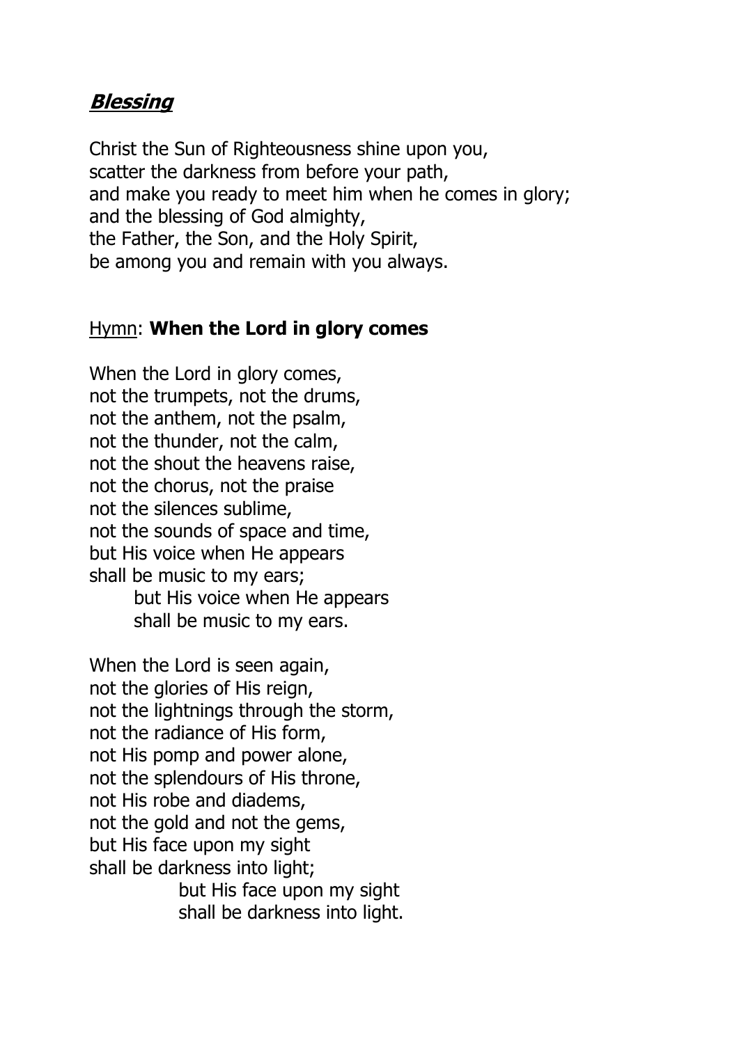## ***Blessing***

Christ the Sun of Righteousness shine upon you,
scatter the darkness from before your path,
and make you ready to meet him when he comes in glory;
and the blessing of God almighty,
the Father, the Son, and the Holy Spirit,
be among you and remain with you always.

Hymn: **When the Lord in glory comes**

When the Lord in glory comes,
not the trumpets, not the drums,
not the anthem, not the psalm,
not the thunder, not the calm,
not the shout the heavens raise,
not the chorus, not the praise
not the silences sublime,
not the sounds of space and time,
but His voice when He appears
shall be music to my ears;
    but His voice when He appears
    shall be music to my ears.

When the Lord is seen again,
not the glories of His reign,
not the lightnings through the storm,
not the radiance of His form,
not His pomp and power alone,
not the splendours of His throne,
not His robe and diadems,
not the gold and not the gems,
but His face upon my sight
shall be darkness into light;
    but His face upon my sight
    shall be darkness into light.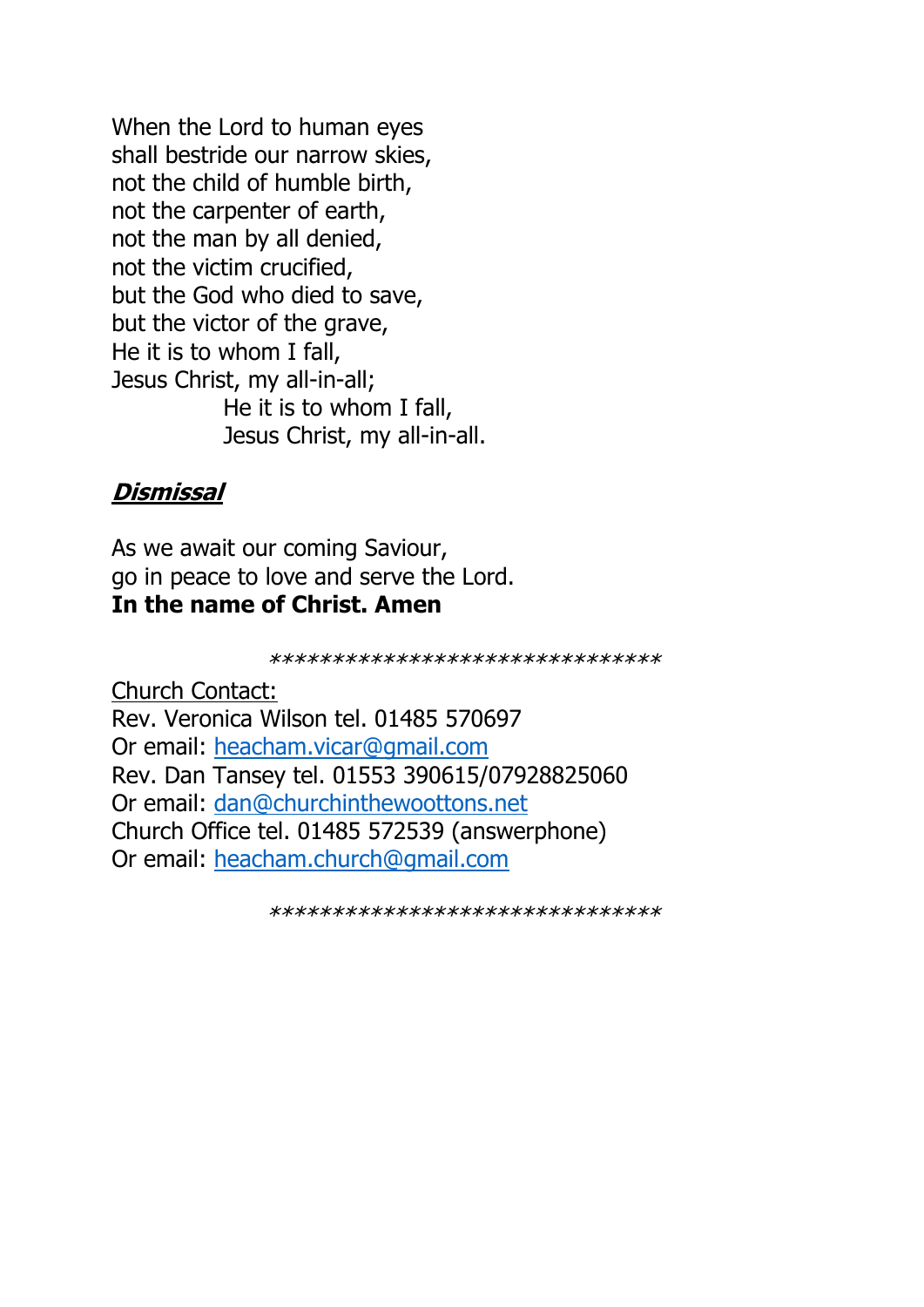When the Lord to human eyes
shall bestride our narrow skies,
not the child of humble birth,
not the carpenter of earth,
not the man by all denied,
not the victim crucified,
but the God who died to save,
but the victor of the grave,
He it is to whom I fall,
Jesus Christ, my all-in-all;
He it is to whom I fall,
Jesus Christ, my all-in-all.

## ***Dismissal***

As we await our coming Saviour,
go in peace to love and serve the Lord.
**In the name of Christ. Amen**

*******************************

Church Contact:
Rev. Veronica Wilson tel. 01485 570697
Or email: heacham.vicar@gmail.com
Rev. Dan Tansey tel. 01553 390615/07928825060
Or email: dan@churchinthewoottons.net
Church Office tel. 01485 572539 (answerphone)
Or email: heacham.church@gmail.com

*******************************